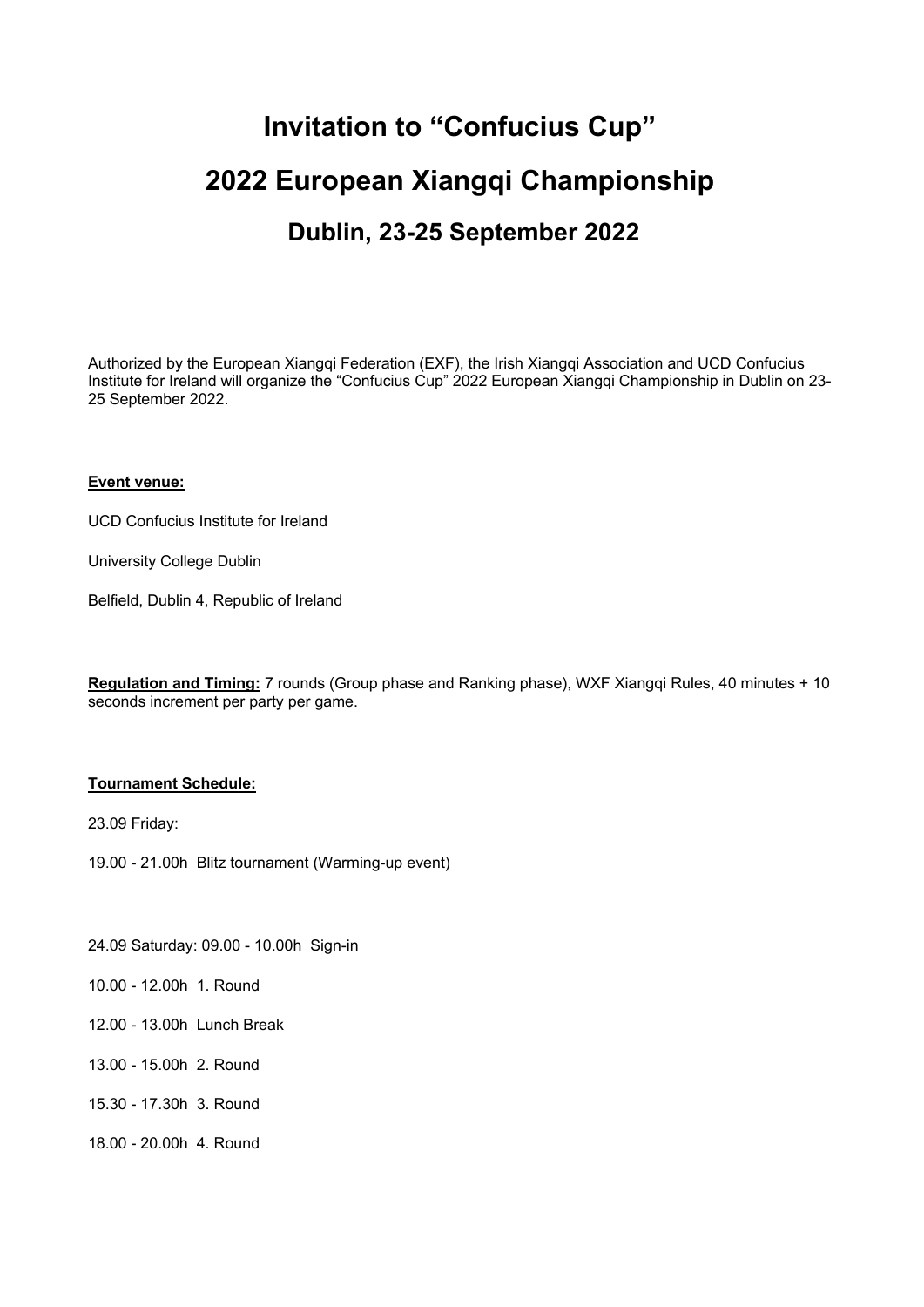# Invitation to “Confucius Cup”

# 2022 European Xiangqi Championship

## Dublin, 23-25 September 2022

Authorized by the European Xiangqi Federation (EXF), the Irish Xiangqi Association and UCD Confucius Institute for Ireland will organize the “Confucius Cup” 2022 European Xiangqi Championship in Dublin on 23-25 September 2022.

**Event venue:**

UCD Confucius Institute for Ireland

University College Dublin

Belfield, Dublin 4, Republic of Ireland

**Regulation and Timing:** 7 rounds (Group phase and Ranking phase), WXF Xiangqi Rules, 40 minutes + 10 seconds increment per party per game.

**Tournament Schedule:**

23.09 Friday:

19.00 - 21.00h Blitz tournament (Warming-up event)

24.09 Saturday: 09.00 - 10.00h Sign-in

10.00 - 12.00h 1. Round

12.00 - 13.00h Lunch Break

13.00 - 15.00h 2. Round

15.30 - 17.30h 3. Round

18.00 - 20.00h 4. Round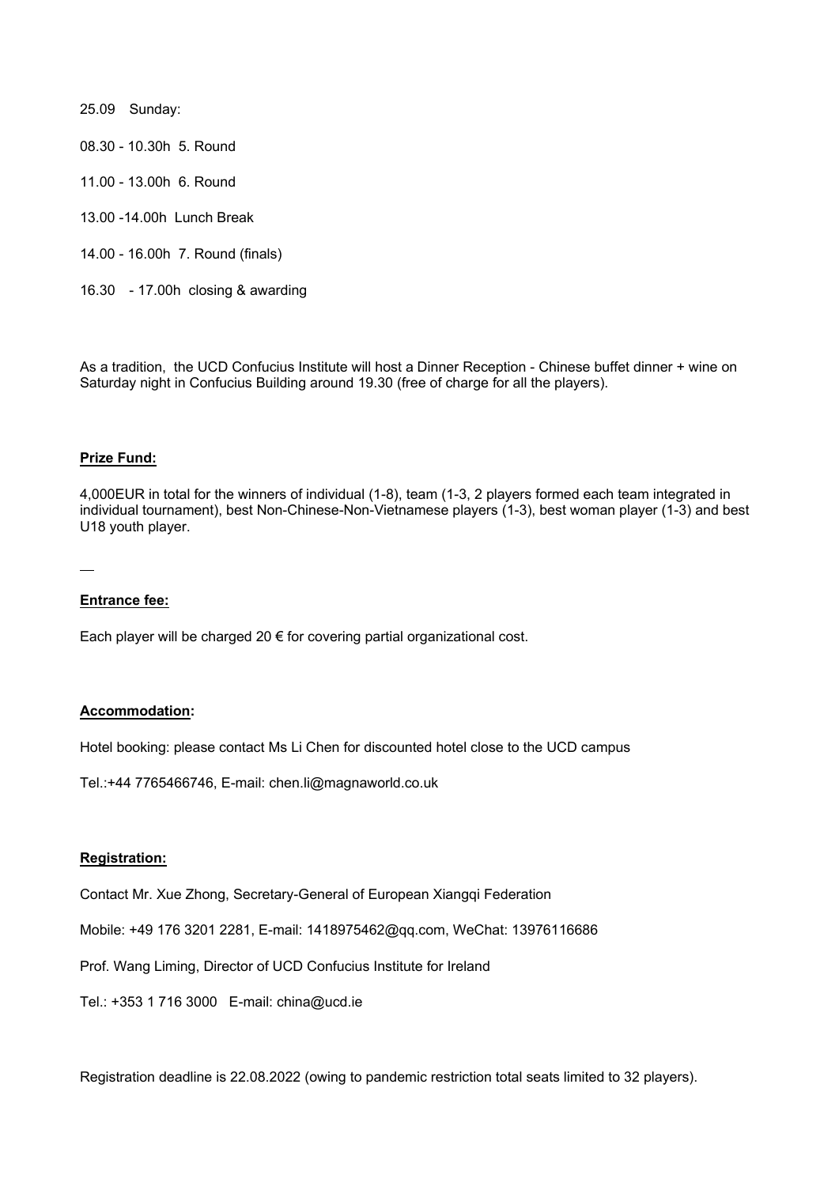25.09 Sunday:

08.30 - 10.30h 5. Round

11.00 - 13.00h 6. Round

13.00 -14.00h Lunch Break

14.00 - 16.00h 7. Round (finals)

16.30 - 17.00h closing & awarding

As a tradition, the UCD Confucius Institute will host a Dinner Reception - Chinese buffet dinner + wine on Saturday night in Confucius Building around 19.30 (free of charge for all the players).

**Prize Fund:**

4,000EUR in total for the winners of individual (1-8), team (1-3, 2 players formed each team integrated in individual tournament), best Non-Chinese-Non-Vietnamese players (1-3), best woman player (1-3) and best U18 youth player.

**Entrance fee:**

Each player will be charged 20 € for covering partial organizational cost.

**Accommodation:**

Hotel booking: please contact Ms Li Chen for discounted hotel close to the UCD campus

Tel.:+44 7765466746, E-mail: chen.li@magnaworld.co.uk

**Registration:**

Contact Mr. Xue Zhong, Secretary-General of European Xiangqi Federation

Mobile: +49 176 3201 2281, E-mail: 1418975462@qq.com, WeChat: 13976116686

Prof. Wang Liming, Director of UCD Confucius Institute for Ireland

Tel.: +353 1 716 3000 E-mail: china@ucd.ie

Registration deadline is 22.08.2022 (owing to pandemic restriction total seats limited to 32 players).